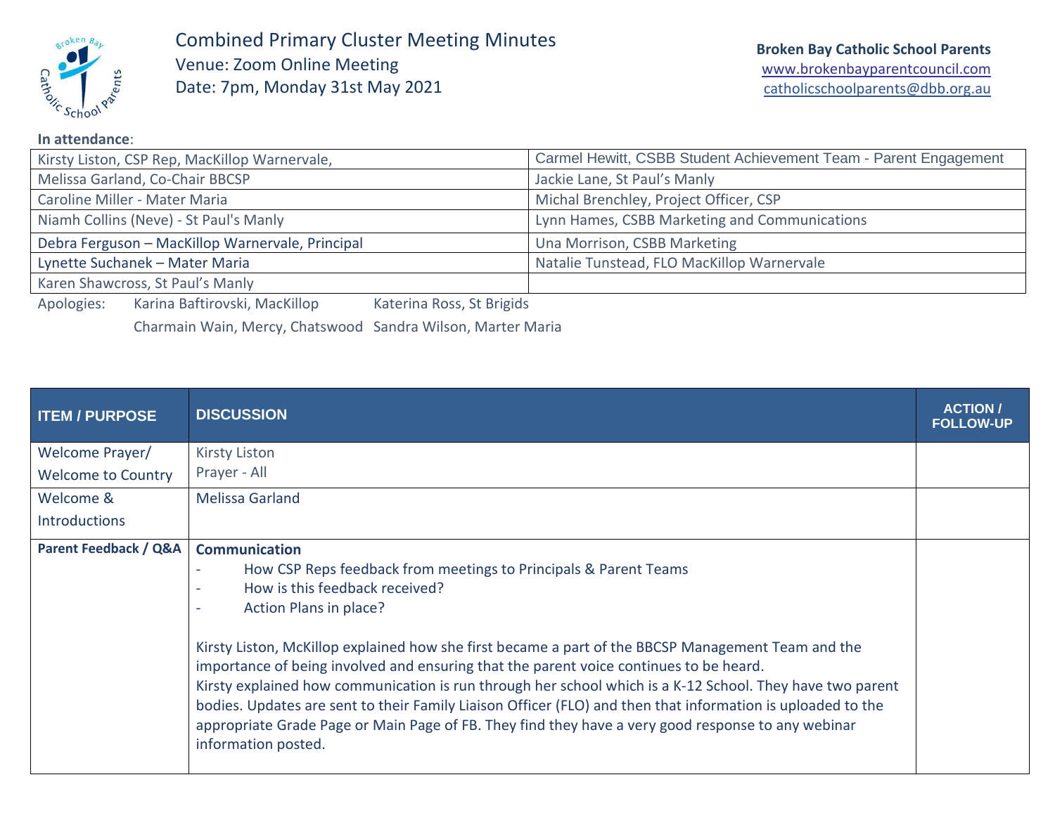# Combined Primary Cluster Meeting Minutes

Venue: Zoom Online Meeting

Date: 7pm, Monday 31st May 2021

**Broken Bay Catholic School Parents**
www.brokenbayparentcouncil.com
catholicschoolparents@dbb.org.au

**In attendance**:

| | |
|---|---|
| Kirsty Liston, CSP Rep, MacKillop Warnervale, | Carmel Hewitt, CSBB Student Achievement Team - Parent Engagement |
| Melissa Garland, Co-Chair BBCSP | Jackie Lane, St Paul's Manly |
| Caroline Miller - Mater Maria | Michal Brenchley, Project Officer, CSP |
| Niamh Collins (Neve) - St Paul's Manly | Lynn Hames, CSBB Marketing and Communications |
| Debra Ferguson – MacKillop Warnervale, Principal | Una Morrison, CSBB Marketing |
| Lynette Suchanek – Mater Maria | Natalie Tunstead, FLO MacKillop Warnervale |
| Karen Shawcross, St Paul's Manly | |

Apologies: Karina Baftirovski, MacKillop; Katerina Ross, St Brigids; Charmain Wain, Mercy, Chatswood; Sandra Wilson, Marter Maria

| ITEM / PURPOSE | DISCUSSION | ACTION / FOLLOW-UP |
|---|---|---|
| Welcome Prayer/ Welcome to Country | Kirsty Liston<br>Prayer - All | |
| Welcome & Introductions | Melissa Garland | |
| **Parent Feedback / Q&A** | **Communication**<br>- How CSP Reps feedback from meetings to Principals & Parent Teams<br>- How is this feedback received?<br>- Action Plans in place?<br><br>Kirsty Liston, McKillop explained how she first became a part of the BBCSP Management Team and the importance of being involved and ensuring that the parent voice continues to be heard.<br>Kirsty explained how communication is run through her school which is a K-12 School. They have two parent bodies. Updates are sent to their Family Liaison Officer (FLO) and then that information is uploaded to the appropriate Grade Page or Main Page of FB. They find they have a very good response to any webinar information posted. | |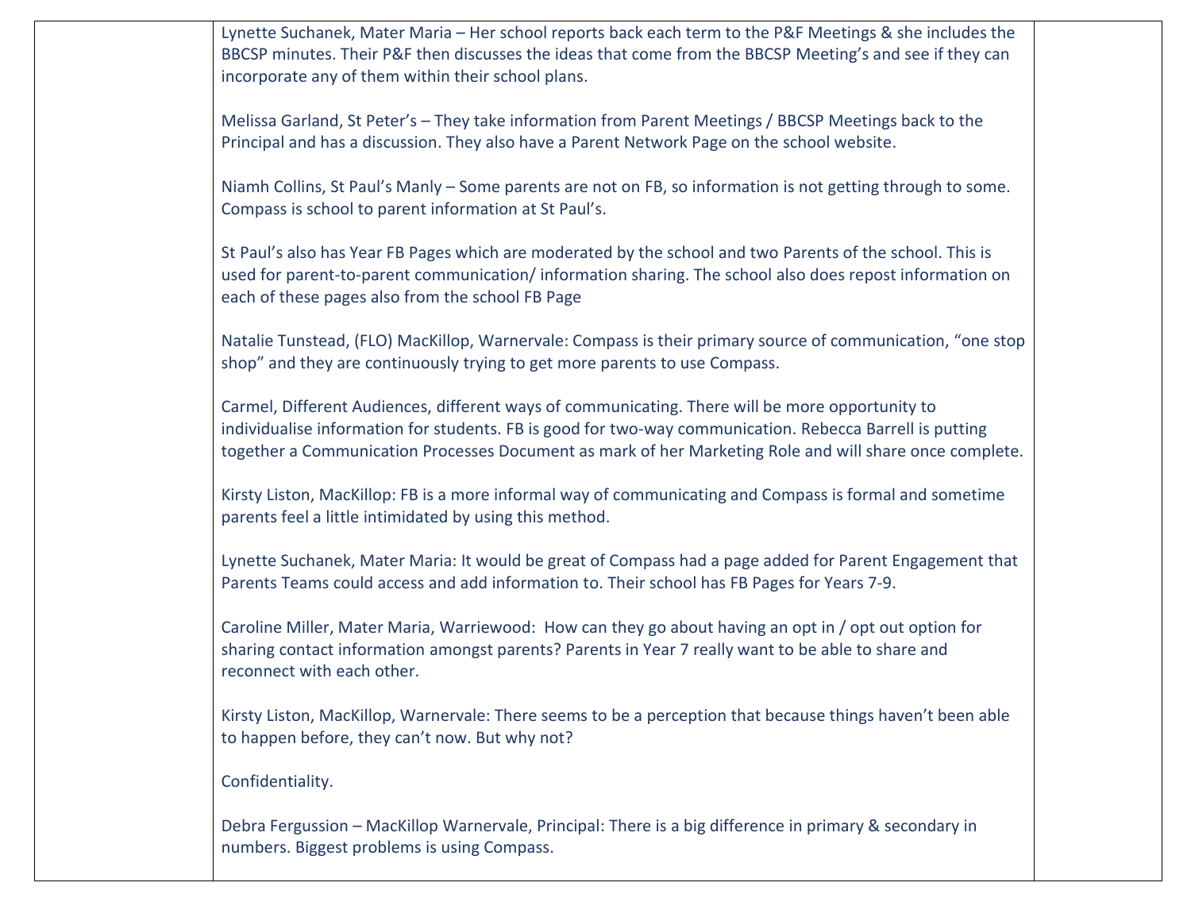| | | |
|---|---|---|
| | Lynette Suchanek, Mater Maria – Her school reports back each term to the P&F Meetings & she includes the BBCSP minutes. Their P&F then discusses the ideas that come from the BBCSP Meeting's and see if they can incorporate any of them within their school plans.<br><br>Melissa Garland, St Peter's – They take information from Parent Meetings / BBCSP Meetings back to the Principal and has a discussion. They also have a Parent Network Page on the school website.<br><br>Niamh Collins, St Paul's Manly – Some parents are not on FB, so information is not getting through to some. Compass is school to parent information at St Paul's.<br><br>St Paul's also has Year FB Pages which are moderated by the school and two Parents of the school. This is used for parent-to-parent communication/ information sharing. The school also does repost information on each of these pages also from the school FB Page<br><br>Natalie Tunstead, (FLO) MacKillop, Warnervale: Compass is their primary source of communication, "one stop shop" and they are continuously trying to get more parents to use Compass.<br><br>Carmel, Different Audiences, different ways of communicating. There will be more opportunity to individualise information for students. FB is good for two-way communication. Rebecca Barrell is putting together a Communication Processes Document as mark of her Marketing Role and will share once complete.<br><br>Kirsty Liston, MacKillop: FB is a more informal way of communicating and Compass is formal and sometime parents feel a little intimidated by using this method.<br><br>Lynette Suchanek, Mater Maria: It would be great of Compass had a page added for Parent Engagement that Parents Teams could access and add information to. Their school has FB Pages for Years 7-9.<br><br>Caroline Miller, Mater Maria, Warriewood: How can they go about having an opt in / opt out option for sharing contact information amongst parents? Parents in Year 7 really want to be able to share and reconnect with each other.<br><br>Kirsty Liston, MacKillop, Warnervale: There seems to be a perception that because things haven't been able to happen before, they can't now. But why not?<br><br>Confidentiality.<br><br>Debra Fergussion – MacKillop Warnervale, Principal: There is a big difference in primary & secondary in numbers. Biggest problems is using Compass. | |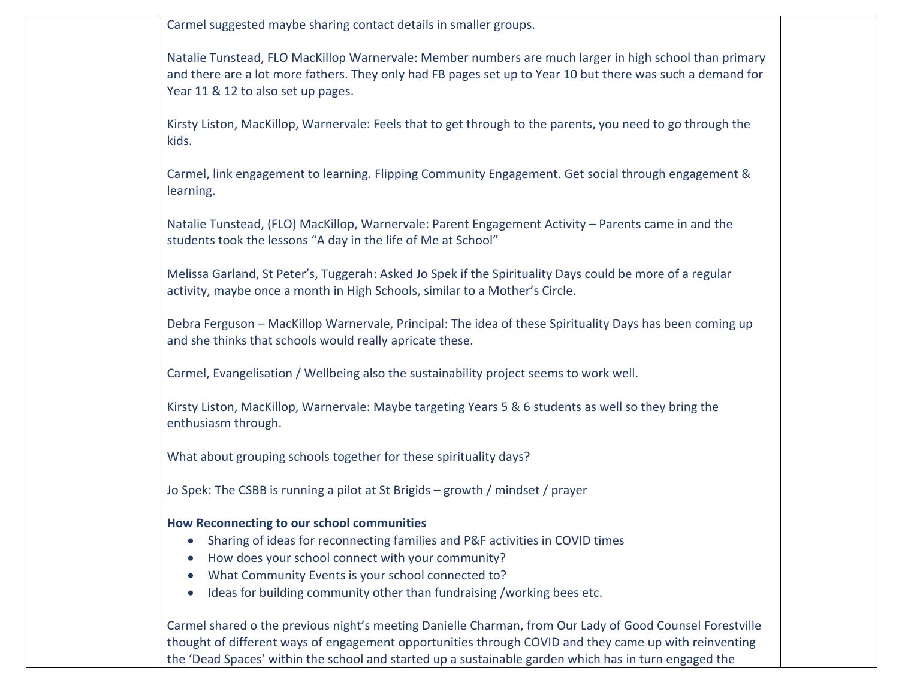Carmel suggested maybe sharing contact details in smaller groups.

Natalie Tunstead, FLO MacKillop Warnervale: Member numbers are much larger in high school than primary and there are a lot more fathers. They only had FB pages set up to Year 10 but there was such a demand for Year 11 & 12 to also set up pages.

Kirsty Liston, MacKillop, Warnervale: Feels that to get through to the parents, you need to go through the kids.

Carmel, link engagement to learning. Flipping Community Engagement. Get social through engagement & learning.

Natalie Tunstead, (FLO) MacKillop, Warnervale: Parent Engagement Activity – Parents came in and the students took the lessons "A day in the life of Me at School"

Melissa Garland, St Peter's, Tuggerah: Asked Jo Spek if the Spirituality Days could be more of a regular activity, maybe once a month in High Schools, similar to a Mother's Circle.

Debra Ferguson – MacKillop Warnervale, Principal: The idea of these Spirituality Days has been coming up and she thinks that schools would really apricate these.

Carmel, Evangelisation / Wellbeing also the sustainability project seems to work well.

Kirsty Liston, MacKillop, Warnervale: Maybe targeting Years 5 & 6 students as well so they bring the enthusiasm through.

What about grouping schools together for these spirituality days?

Jo Spek: The CSBB is running a pilot at St Brigids – growth / mindset / prayer

**How Reconnecting to our school communities**

- Sharing of ideas for reconnecting families and P&F activities in COVID times
- How does your school connect with your community?
- What Community Events is your school connected to?
- Ideas for building community other than fundraising /working bees etc.

Carmel shared o the previous night's meeting Danielle Charman, from Our Lady of Good Counsel Forestville thought of different ways of engagement opportunities through COVID and they came up with reinventing the 'Dead Spaces' within the school and started up a sustainable garden which has in turn engaged the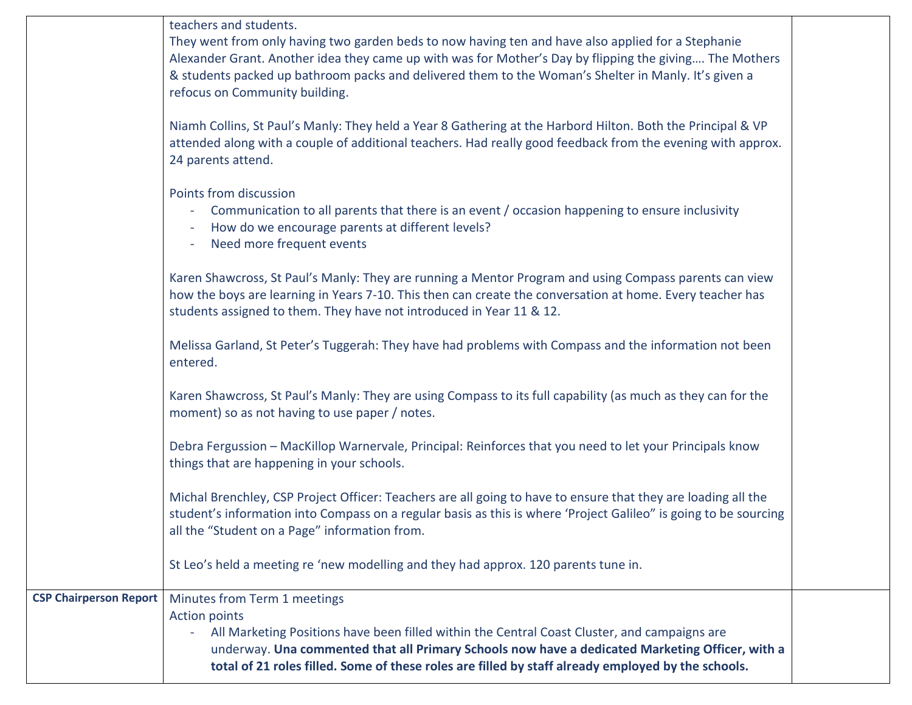| | | |
|---|---|---|
| | teachers and students.<br>They went from only having two garden beds to now having ten and have also applied for a Stephanie Alexander Grant. Another idea they came up with was for Mother's Day by flipping the giving…. The Mothers & students packed up bathroom packs and delivered them to the Woman's Shelter in Manly. It's given a refocus on Community building.<br><br>Niamh Collins, St Paul's Manly: They held a Year 8 Gathering at the Harbord Hilton. Both the Principal & VP attended along with a couple of additional teachers. Had really good feedback from the evening with approx. 24 parents attend.<br><br>Points from discussion<br>- Communication to all parents that there is an event / occasion happening to ensure inclusivity<br>- How do we encourage parents at different levels?<br>- Need more frequent events<br><br>Karen Shawcross, St Paul's Manly: They are running a Mentor Program and using Compass parents can view how the boys are learning in Years 7-10. This then can create the conversation at home. Every teacher has students assigned to them. They have not introduced in Year 11 & 12.<br><br>Melissa Garland, St Peter's Tuggerah: They have had problems with Compass and the information not been entered.<br><br>Karen Shawcross, St Paul's Manly: They are using Compass to its full capability (as much as they can for the moment) so as not having to use paper / notes.<br><br>Debra Fergussion – MacKillop Warnervale, Principal: Reinforces that you need to let your Principals know things that are happening in your schools.<br><br>Michal Brenchley, CSP Project Officer: Teachers are all going to have to ensure that they are loading all the student's information into Compass on a regular basis as this is where 'Project Galileo" is going to be sourcing all the "Student on a Page" information from.<br><br>St Leo's held a meeting re 'new modelling and they had approx. 120 parents tune in. | |
| **CSP Chairperson Report** | Minutes from Term 1 meetings<br>Action points<br>- All Marketing Positions have been filled within the Central Coast Cluster, and campaigns are underway. **Una commented that all Primary Schools now have a dedicated Marketing Officer, with a total of 21 roles filled. Some of these roles are filled by staff already employed by the schools.** | |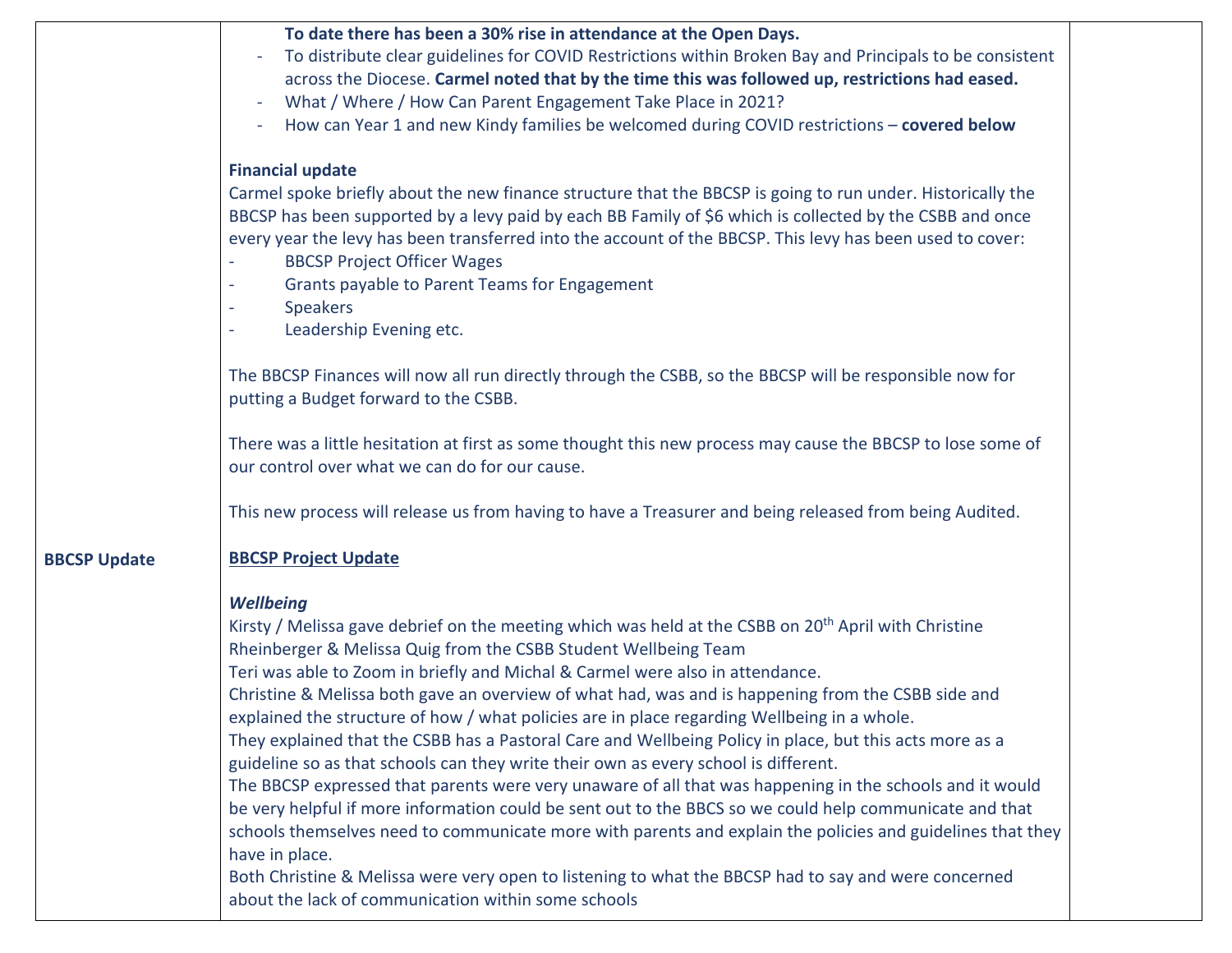| | | |
|---|---|---|
| **BBCSP Update** | **To date there has been a 30% rise in attendance at the Open Days.**<br>- To distribute clear guidelines for COVID Restrictions within Broken Bay and Principals to be consistent across the Diocese. **Carmel noted that by the time this was followed up, restrictions had eased.**<br>- What / Where / How Can Parent Engagement Take Place in 2021?<br>- How can Year 1 and new Kindy families be welcomed during COVID restrictions – **covered below**<br><br>**Financial update**<br>Carmel spoke briefly about the new finance structure that the BBCSP is going to run under. Historically the BBCSP has been supported by a levy paid by each BB Family of $6 which is collected by the CSBB and once every year the levy has been transferred into the account of the BBCSP. This levy has been used to cover:<br>- BBCSP Project Officer Wages<br>- Grants payable to Parent Teams for Engagement<br>- Speakers<br>- Leadership Evening etc.<br><br>The BBCSP Finances will now all run directly through the CSBB, so the BBCSP will be responsible now for putting a Budget forward to the CSBB.<br><br>There was a little hesitation at first as some thought this new process may cause the BBCSP to lose some of our control over what we can do for our cause.<br><br>This new process will release us from having to have a Treasurer and being released from being Audited.<br><br>**<u>BBCSP Project Update</u>**<br><br>***Wellbeing***<br>Kirsty / Melissa gave debrief on the meeting which was held at the CSBB on 20th April with Christine Rheinberger & Melissa Quig from the CSBB Student Wellbeing Team<br>Teri was able to Zoom in briefly and Michal & Carmel were also in attendance.<br>Christine & Melissa both gave an overview of what had, was and is happening from the CSBB side and explained the structure of how / what policies are in place regarding Wellbeing in a whole.<br>They explained that the CSBB has a Pastoral Care and Wellbeing Policy in place, but this acts more as a guideline so as that schools can they write their own as every school is different.<br>The BBCSP expressed that parents were very unaware of all that was happening in the schools and it would be very helpful if more information could be sent out to the BBCS so we could help communicate and that schools themselves need to communicate more with parents and explain the policies and guidelines that they have in place.<br>Both Christine & Melissa were very open to listening to what the BBCSP had to say and were concerned about the lack of communication within some schools | |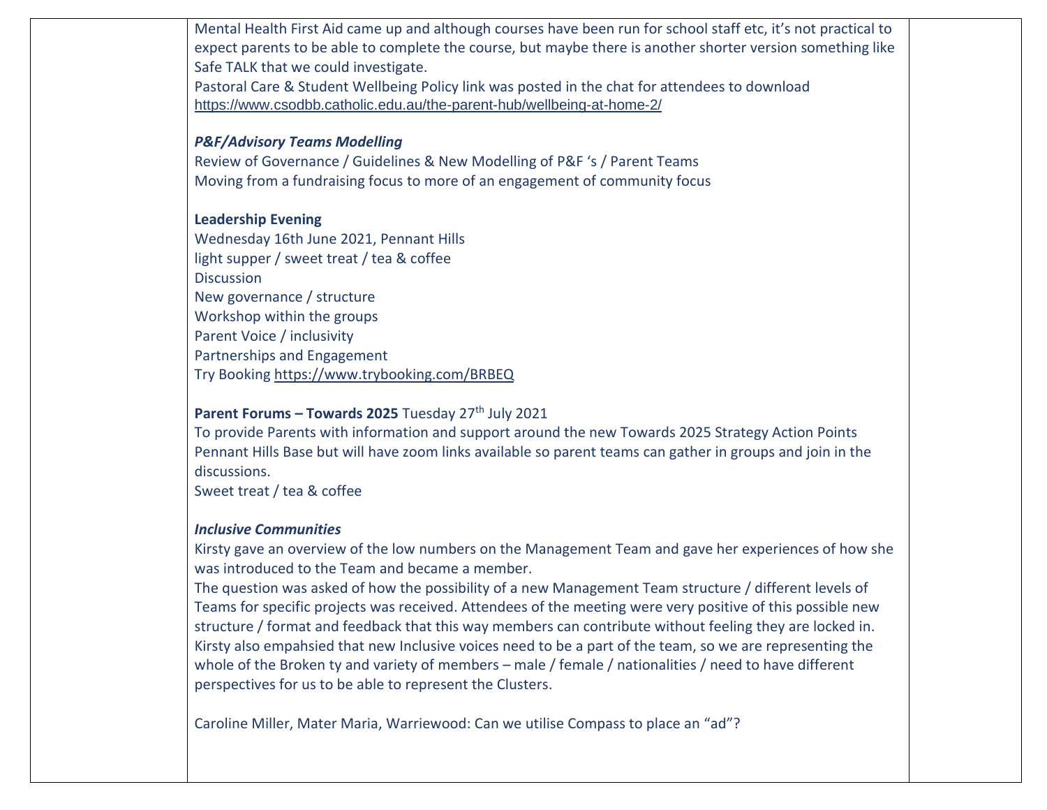| | | |
|---|---|---|
| | Mental Health First Aid came up and although courses have been run for school staff etc, it's not practical to expect parents to be able to complete the course, but maybe there is another shorter version something like Safe TALK that we could investigate.<br>Pastoral Care & Student Wellbeing Policy link was posted in the chat for attendees to download https://www.csodbb.catholic.edu.au/the-parent-hub/wellbeing-at-home-2/<br><br>***P&F/Advisory Teams Modelling***<br>Review of Governance / Guidelines & New Modelling of P&F 's / Parent Teams<br>Moving from a fundraising focus to more of an engagement of community focus<br><br>**Leadership Evening**<br>Wednesday 16th June 2021, Pennant Hills<br>light supper / sweet treat / tea & coffee<br>Discussion<br>New governance / structure<br>Workshop within the groups<br>Parent Voice / inclusivity<br>Partnerships and Engagement<br>Try Booking https://www.trybooking.com/BRBEQ<br><br>**Parent Forums – Towards 2025** Tuesday 27th July 2021<br>To provide Parents with information and support around the new Towards 2025 Strategy Action Points<br>Pennant Hills Base but will have zoom links available so parent teams can gather in groups and join in the discussions.<br>Sweet treat / tea & coffee<br><br>***Inclusive Communities***<br>Kirsty gave an overview of the low numbers on the Management Team and gave her experiences of how she was introduced to the Team and became a member.<br>The question was asked of how the possibility of a new Management Team structure / different levels of Teams for specific projects was received. Attendees of the meeting were very positive of this possible new structure / format and feedback that this way members can contribute without feeling they are locked in.<br>Kirsty also empahsied that new Inclusive voices need to be a part of the team, so we are representing the whole of the Broken ty and variety of members – male / female / nationalities / need to have different perspectives for us to be able to represent the Clusters.<br><br>Caroline Miller, Mater Maria, Warriewood: Can we utilise Compass to place an "ad"? | |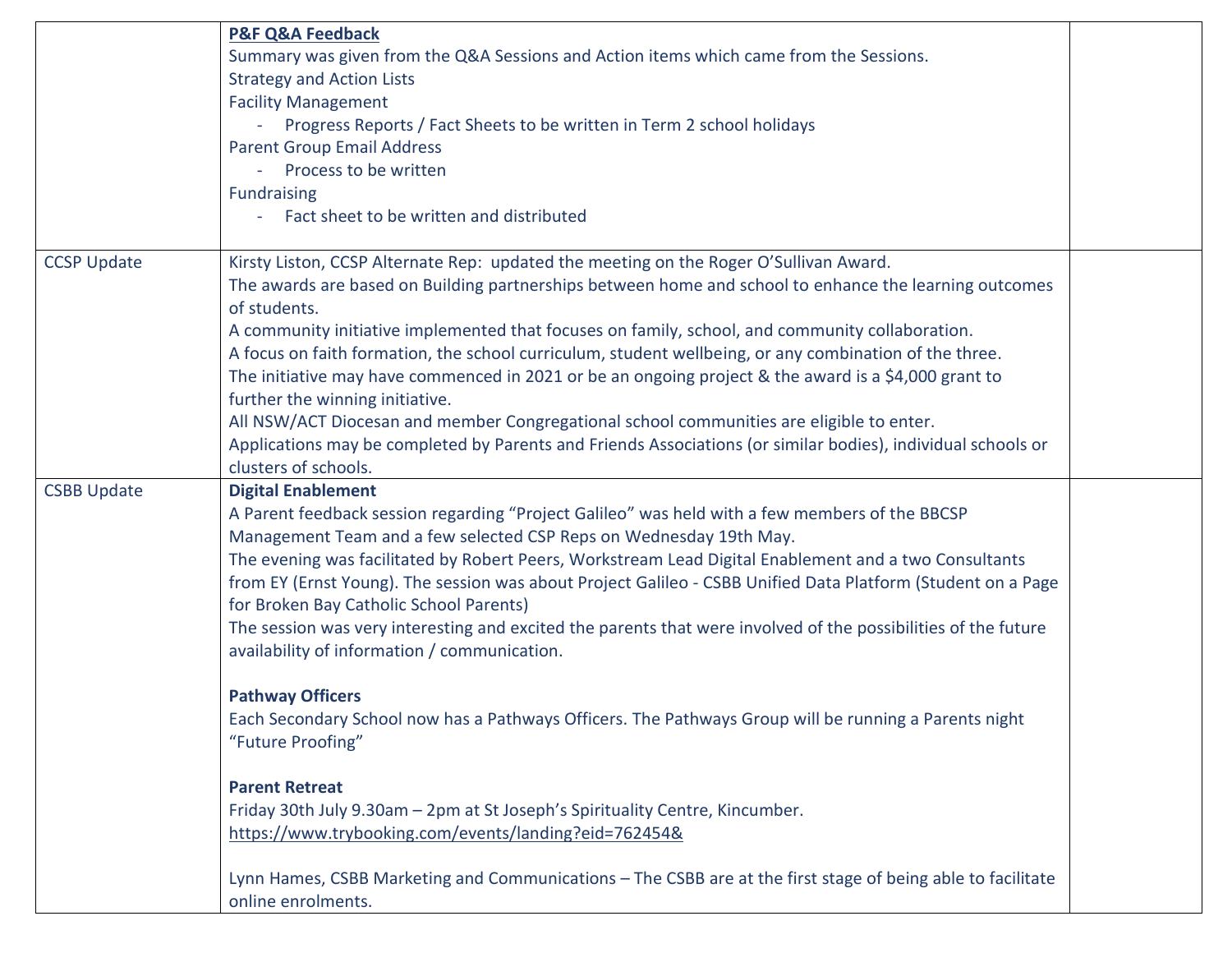| | | |
|---|---|---|
| | **P&F Q&A Feedback**<br>Summary was given from the Q&A Sessions and Action items which came from the Sessions.<br>Strategy and Action Lists<br>Facility Management<br>- Progress Reports / Fact Sheets to be written in Term 2 school holidays<br>Parent Group Email Address<br>- Process to be written<br>Fundraising<br>- Fact sheet to be written and distributed | |
| CCSP Update | Kirsty Liston, CCSP Alternate Rep: updated the meeting on the Roger O'Sullivan Award.<br>The awards are based on Building partnerships between home and school to enhance the learning outcomes of students.<br>A community initiative implemented that focuses on family, school, and community collaboration.<br>A focus on faith formation, the school curriculum, student wellbeing, or any combination of the three.<br>The initiative may have commenced in 2021 or be an ongoing project & the award is a $4,000 grant to further the winning initiative.<br>All NSW/ACT Diocesan and member Congregational school communities are eligible to enter.<br>Applications may be completed by Parents and Friends Associations (or similar bodies), individual schools or clusters of schools. | |
| CSBB Update | **Digital Enablement**<br>A Parent feedback session regarding "Project Galileo" was held with a few members of the BBCSP Management Team and a few selected CSP Reps on Wednesday 19th May.<br>The evening was facilitated by Robert Peers, Workstream Lead Digital Enablement and a two Consultants from EY (Ernst Young). The session was about Project Galileo - CSBB Unified Data Platform (Student on a Page for Broken Bay Catholic School Parents)<br>The session was very interesting and excited the parents that were involved of the possibilities of the future availability of information / communication.<br><br>**Pathway Officers**<br>Each Secondary School now has a Pathways Officers. The Pathways Group will be running a Parents night "Future Proofing"<br><br>**Parent Retreat**<br>Friday 30th July 9.30am – 2pm at St Joseph's Spirituality Centre, Kincumber.<br>https://www.trybooking.com/events/landing?eid=762454&<br><br>Lynn Hames, CSBB Marketing and Communications – The CSBB are at the first stage of being able to facilitate online enrolments. | |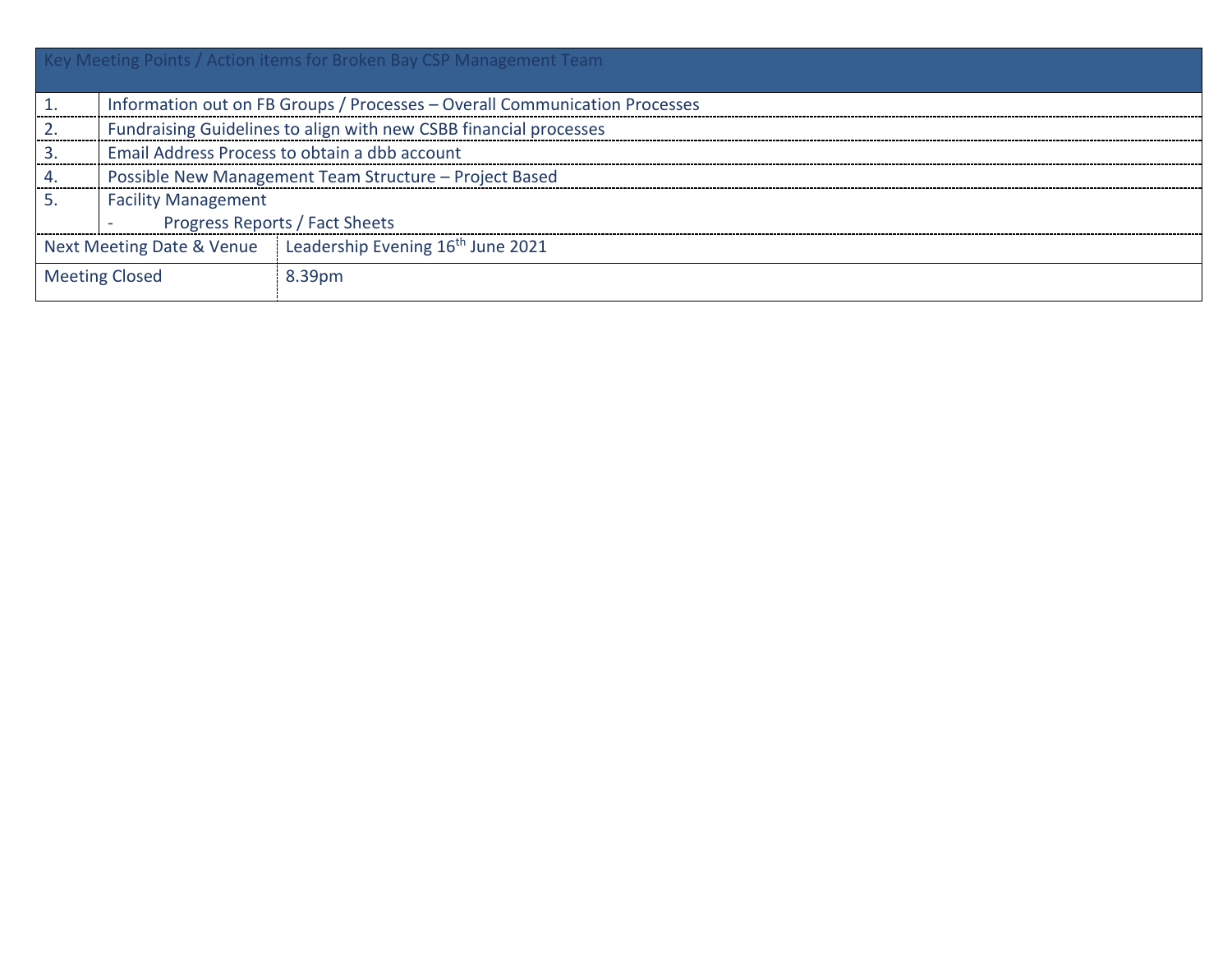| Key Meeting Points / Action items for Broken Bay CSP Management Team | | |
|---|---|---|
| 1. | Information out on FB Groups / Processes – Overall Communication Processes | |
| 2. | Fundraising Guidelines to align with new CSBB financial processes | |
| 3. | Email Address Process to obtain a dbb account | |
| 4. | Possible New Management Team Structure – Project Based | |
| 5. | Facility Management<br>- Progress Reports / Fact Sheets | |
| Next Meeting Date & Venue | | Leadership Evening 16th June 2021 |
| Meeting Closed | | 8.39pm |